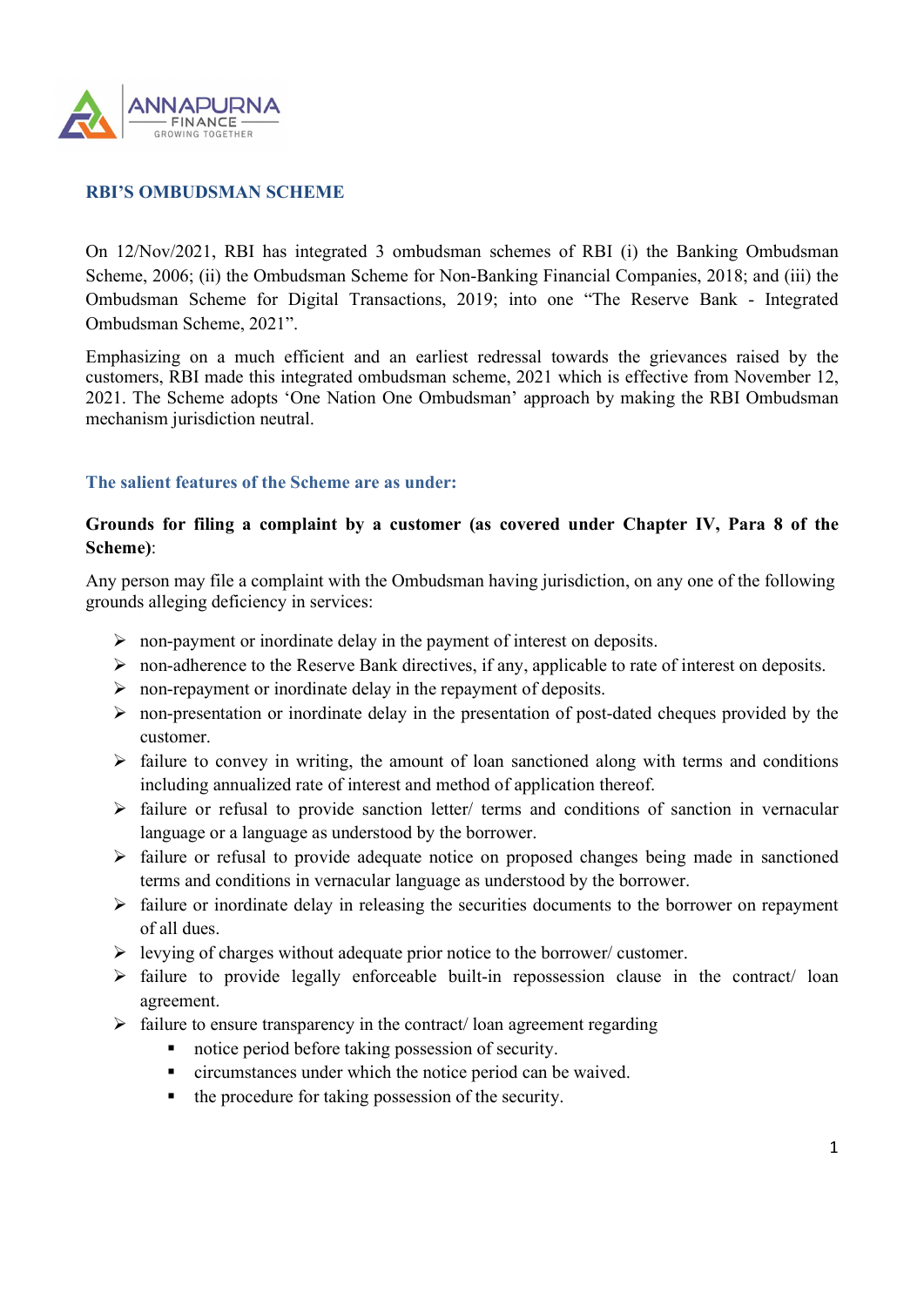## RBI'S OMBUDSMAN SCHEME

On 12/Nov/2021, RBI has integrated 3 ombudsman schemes of RBI (i) the Banking Ombudsman Scheme, 2006; (ii) the Ombudsman Scheme for Non-Banking Financial Companies, 2018; and (iii) the Ombudsman Scheme for Digital Transactions, 2019; into one "The Reserve Bank - Integrated Ombudsman Scheme, 2021".

Emphasizing on a much efficient and an earliest redressal towards the grievances raised by the customers, RBI made this integrated ombudsman scheme, 2021 which is effective from November 12, 2021. The Scheme adopts 'One Nation One Ombudsman' approach by making the RBI Ombudsman mechanism jurisdiction neutral.

### The salient features of the Scheme are as under:

**Grounds for filing a complaint by a customer (as covered under Chapter IV, Para 8 of the Scheme)**:

Any person may file a complaint with the Ombudsman having jurisdiction, on any one of the following grounds alleging deficiency in services:

- non-payment or inordinate delay in the payment of interest on deposits.
- non-adherence to the Reserve Bank directives, if any, applicable to rate of interest on deposits.
- non-repayment or inordinate delay in the repayment of deposits.
- non-presentation or inordinate delay in the presentation of post-dated cheques provided by the customer.
- failure to convey in writing, the amount of loan sanctioned along with terms and conditions including annualized rate of interest and method of application thereof.
- failure or refusal to provide sanction letter/ terms and conditions of sanction in vernacular language or a language as understood by the borrower.
- failure or refusal to provide adequate notice on proposed changes being made in sanctioned terms and conditions in vernacular language as understood by the borrower.
- failure or inordinate delay in releasing the securities documents to the borrower on repayment of all dues.
- levying of charges without adequate prior notice to the borrower/ customer.
- failure to provide legally enforceable built-in repossession clause in the contract/ loan agreement.
- failure to ensure transparency in the contract/ loan agreement regarding
  - notice period before taking possession of security.
  - circumstances under which the notice period can be waived.
  - the procedure for taking possession of the security.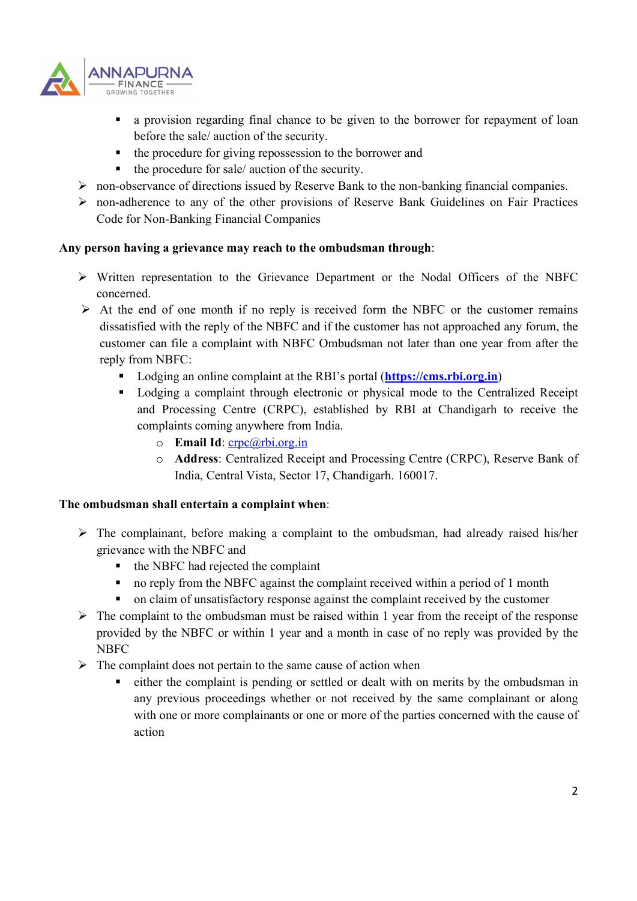- a provision regarding final chance to be given to the borrower for repayment of loan before the sale/ auction of the security.
  - the procedure for giving repossession to the borrower and
  - the procedure for sale/ auction of the security.
- non-observance of directions issued by Reserve Bank to the non-banking financial companies.
- non-adherence to any of the other provisions of Reserve Bank Guidelines on Fair Practices Code for Non-Banking Financial Companies

**Any person having a grievance may reach to the ombudsman through**:

- Written representation to the Grievance Department or the Nodal Officers of the NBFC concerned.
- At the end of one month if no reply is received form the NBFC or the customer remains dissatisfied with the reply of the NBFC and if the customer has not approached any forum, the customer can file a complaint with NBFC Ombudsman not later than one year from after the reply from NBFC:
  - Lodging an online complaint at the RBI's portal (**https://cms.rbi.org.in**)
  - Lodging a complaint through electronic or physical mode to the Centralized Receipt and Processing Centre (CRPC), established by RBI at Chandigarh to receive the complaints coming anywhere from India.
    - **Email Id**: crpc@rbi.org.in
    - **Address**: Centralized Receipt and Processing Centre (CRPC), Reserve Bank of India, Central Vista, Sector 17, Chandigarh. 160017.

**The ombudsman shall entertain a complaint when**:

- The complainant, before making a complaint to the ombudsman, had already raised his/her grievance with the NBFC and
  - the NBFC had rejected the complaint
  - no reply from the NBFC against the complaint received within a period of 1 month
  - on claim of unsatisfactory response against the complaint received by the customer
- The complaint to the ombudsman must be raised within 1 year from the receipt of the response provided by the NBFC or within 1 year and a month in case of no reply was provided by the NBFC
- The complaint does not pertain to the same cause of action when
  - either the complaint is pending or settled or dealt with on merits by the ombudsman in any previous proceedings whether or not received by the same complainant or along with one or more complainants or one or more of the parties concerned with the cause of action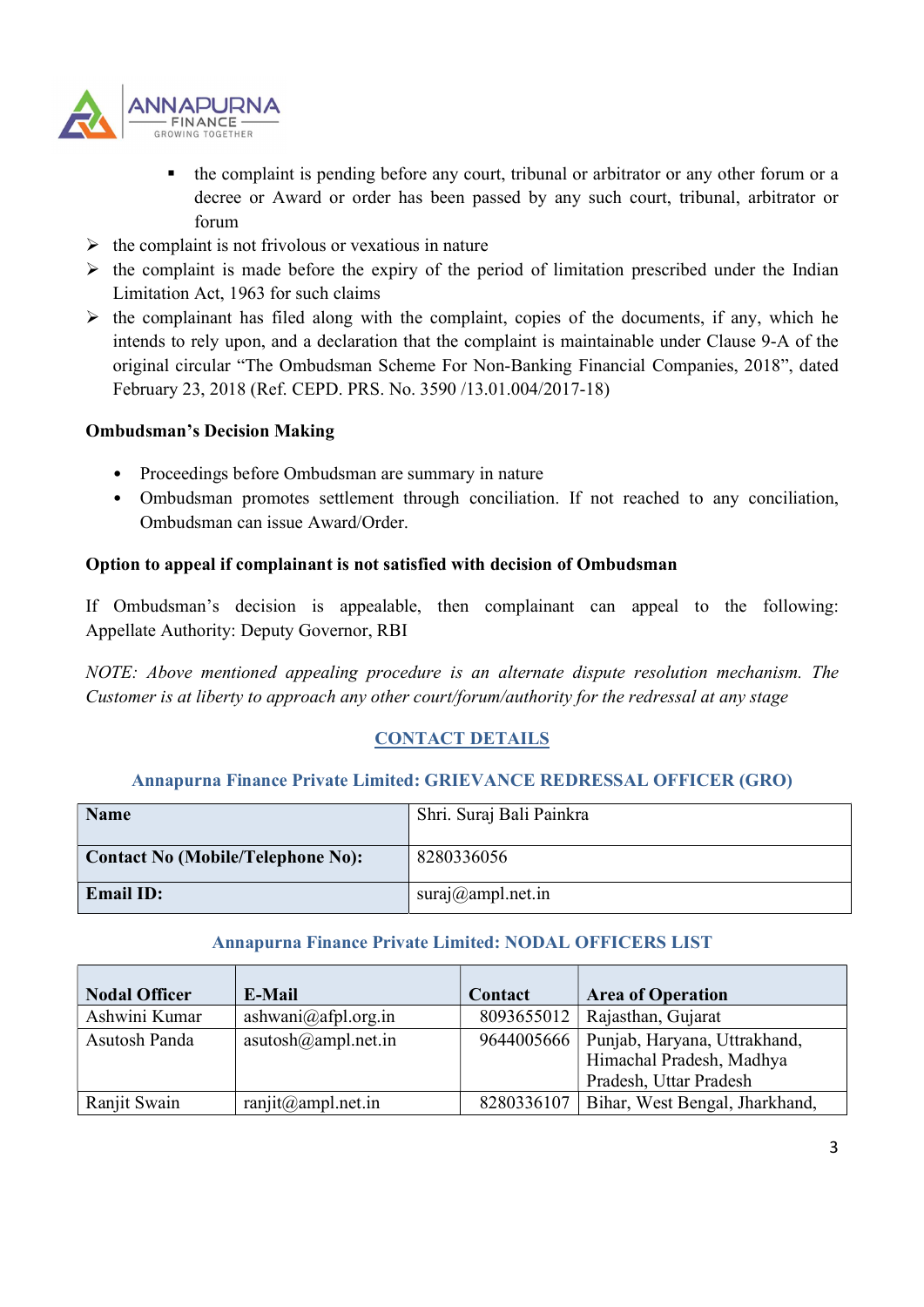- the complaint is pending before any court, tribunal or arbitrator or any other forum or a decree or Award or order has been passed by any such court, tribunal, arbitrator or forum

- the complaint is not frivolous or vexatious in nature
- the complaint is made before the expiry of the period of limitation prescribed under the Indian Limitation Act, 1963 for such claims
- the complainant has filed along with the complaint, copies of the documents, if any, which he intends to rely upon, and a declaration that the complaint is maintainable under Clause 9-A of the original circular "The Ombudsman Scheme For Non-Banking Financial Companies, 2018", dated February 23, 2018 (Ref. CEPD. PRS. No. 3590 /13.01.004/2017-18)

**Ombudsman's Decision Making**

- Proceedings before Ombudsman are summary in nature
- Ombudsman promotes settlement through conciliation. If not reached to any conciliation, Ombudsman can issue Award/Order.

**Option to appeal if complainant is not satisfied with decision of Ombudsman**

If Ombudsman's decision is appealable, then complainant can appeal to the following: Appellate Authority: Deputy Governor, RBI

*NOTE: Above mentioned appealing procedure is an alternate dispute resolution mechanism. The Customer is at liberty to approach any other court/forum/authority for the redressal at any stage*

## CONTACT DETAILS

### Annapurna Finance Private Limited: GRIEVANCE REDRESSAL OFFICER (GRO)

| **Name** | Shri. Suraj Bali Painkra |
|---|---|
| **Contact No (Mobile/Telephone No):** | 8280336056 |
| **Email ID:** | suraj@ampl.net.in |

### Annapurna Finance Private Limited: NODAL OFFICERS LIST

| Nodal Officer | E-Mail | Contact | Area of Operation |
|---|---|---|---|
| Ashwini Kumar | ashwani@afpl.org.in | 8093655012 | Rajasthan, Gujarat |
| Asutosh Panda | asutosh@ampl.net.in | 9644005666 | Punjab, Haryana, Uttrakhand, Himachal Pradesh, Madhya Pradesh, Uttar Pradesh |
| Ranjit Swain | ranjit@ampl.net.in | 8280336107 | Bihar, West Bengal, Jharkhand, |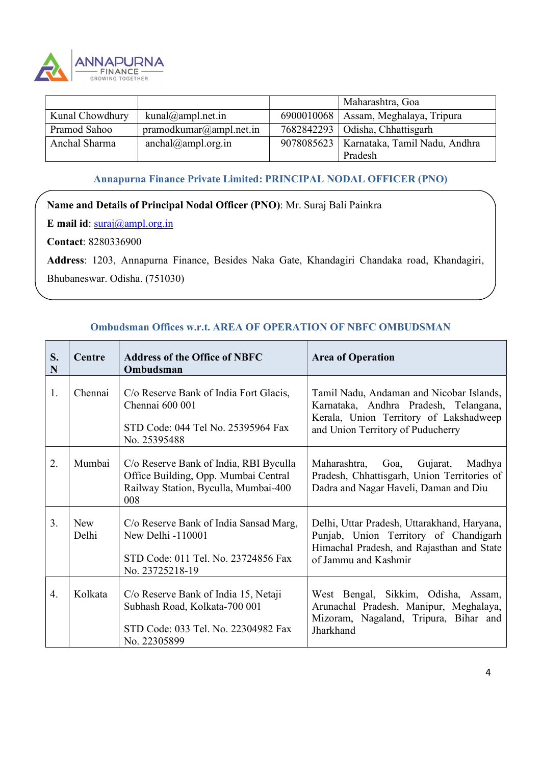| | | | Maharashtra, Goa |
|---|---|---|---|
| Kunal Chowdhury | kunal@ampl.net.in | 6900010068 | Assam, Meghalaya, Tripura |
| Pramod Sahoo | pramodkumar@ampl.net.in | 7682842293 | Odisha, Chhattisgarh |
| Anchal Sharma | anchal@ampl.org.in | 9078085623 | Karnataka, Tamil Nadu, Andhra Pradesh |

### Annapurna Finance Private Limited: PRINCIPAL NODAL OFFICER (PNO)

**Name and Details of Principal Nodal Officer (PNO)**: Mr. Suraj Bali Painkra

**E mail id**: suraj@ampl.org.in

**Contact**: 8280336900

**Address**: 1203, Annapurna Finance, Besides Naka Gate, Khandagiri Chandaka road, Khandagiri, Bhubaneswar. Odisha. (751030)

### Ombudsman Offices w.r.t. AREA OF OPERATION OF NBFC OMBUDSMAN

| S. N | Centre | Address of the Office of NBFC Ombudsman | Area of Operation |
|---|---|---|---|
| 1. | Chennai | C/o Reserve Bank of India Fort Glacis, Chennai 600 001<br><br>STD Code: 044 Tel No. 25395964 Fax No. 25395488 | Tamil Nadu, Andaman and Nicobar Islands, Karnataka, Andhra Pradesh, Telangana, Kerala, Union Territory of Lakshadweep and Union Territory of Puducherry |
| 2. | Mumbai | C/o Reserve Bank of India, RBI Byculla Office Building, Opp. Mumbai Central Railway Station, Byculla, Mumbai-400 008 | Maharashtra, Goa, Gujarat, Madhya Pradesh, Chhattisgarh, Union Territories of Dadra and Nagar Haveli, Daman and Diu |
| 3. | New Delhi | C/o Reserve Bank of India Sansad Marg, New Delhi -110001<br><br>STD Code: 011 Tel. No. 23724856 Fax No. 23725218-19 | Delhi, Uttar Pradesh, Uttarakhand, Haryana, Punjab, Union Territory of Chandigarh Himachal Pradesh, and Rajasthan and State of Jammu and Kashmir |
| 4. | Kolkata | C/o Reserve Bank of India 15, Netaji Subhash Road, Kolkata-700 001<br><br>STD Code: 033 Tel. No. 22304982 Fax No. 22305899 | West Bengal, Sikkim, Odisha, Assam, Arunachal Pradesh, Manipur, Meghalaya, Mizoram, Nagaland, Tripura, Bihar and Jharkhand |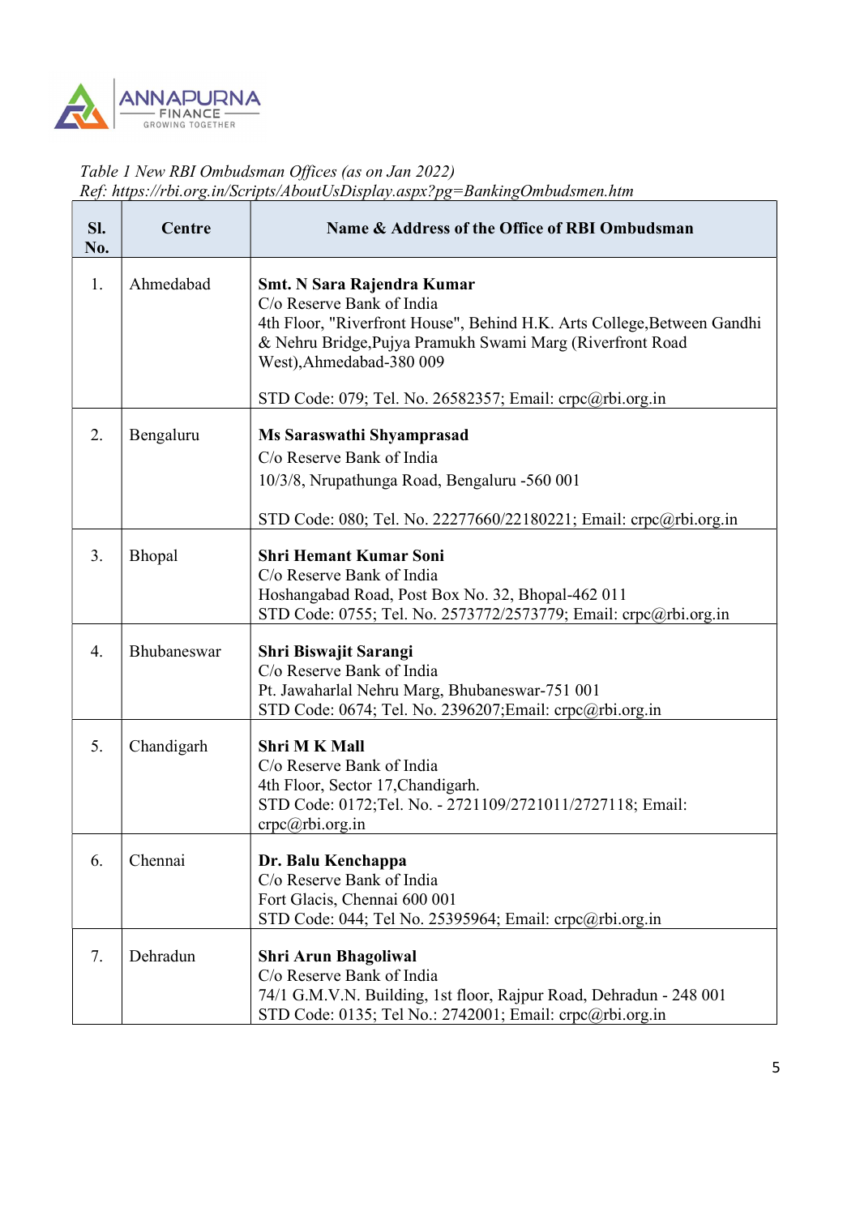*Table 1 New RBI Ombudsman Offices (as on Jan 2022)*
*Ref: https://rbi.org.in/Scripts/AboutUsDisplay.aspx?pg=BankingOmbudsmen.htm*

| Sl. No. | Centre | Name & Address of the Office of RBI Ombudsman |
|---|---|---|
| 1. | Ahmedabad | **Smt. N Sara Rajendra Kumar**<br>C/o Reserve Bank of India<br>4th Floor, "Riverfront House", Behind H.K. Arts College,Between Gandhi & Nehru Bridge,Pujya Pramukh Swami Marg (Riverfront Road West),Ahmedabad-380 009<br><br>STD Code: 079; Tel. No. 26582357; Email: crpc@rbi.org.in |
| 2. | Bengaluru | **Ms Saraswathi Shyamprasad**<br>C/o Reserve Bank of India<br>10/3/8, Nrupathunga Road, Bengaluru -560 001<br><br>STD Code: 080; Tel. No. 22277660/22180221; Email: crpc@rbi.org.in |
| 3. | Bhopal | **Shri Hemant Kumar Soni**<br>C/o Reserve Bank of India<br>Hoshangabad Road, Post Box No. 32, Bhopal-462 011<br>STD Code: 0755; Tel. No. 2573772/2573779; Email: crpc@rbi.org.in |
| 4. | Bhubaneswar | **Shri Biswajit Sarangi**<br>C/o Reserve Bank of India<br>Pt. Jawaharlal Nehru Marg, Bhubaneswar-751 001<br>STD Code: 0674; Tel. No. 2396207;Email: crpc@rbi.org.in |
| 5. | Chandigarh | **Shri M K Mall**<br>C/o Reserve Bank of India<br>4th Floor, Sector 17,Chandigarh.<br>STD Code: 0172;Tel. No. - 2721109/2721011/2727118; Email: crpc@rbi.org.in |
| 6. | Chennai | **Dr. Balu Kenchappa**<br>C/o Reserve Bank of India<br>Fort Glacis, Chennai 600 001<br>STD Code: 044; Tel No. 25395964; Email: crpc@rbi.org.in |
| 7. | Dehradun | **Shri Arun Bhagoliwal**<br>C/o Reserve Bank of India<br>74/1 G.M.V.N. Building, 1st floor, Rajpur Road, Dehradun - 248 001<br>STD Code: 0135; Tel No.: 2742001; Email: crpc@rbi.org.in |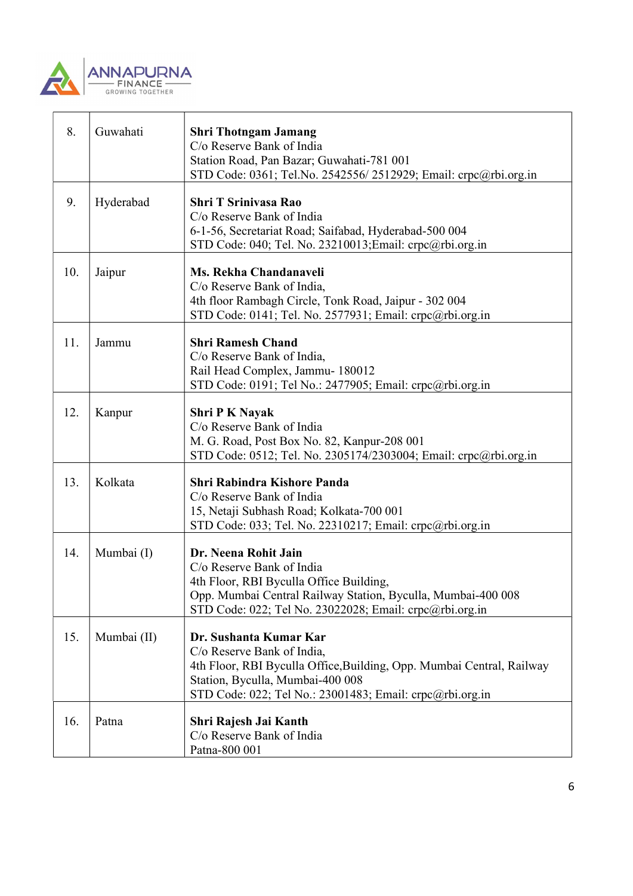| | | |
|---|---|---|
| 8. | Guwahati | **Shri Thotngam Jamang**<br>C/o Reserve Bank of India<br>Station Road, Pan Bazar; Guwahati-781 001<br>STD Code: 0361; Tel.No. 2542556/ 2512929; Email: crpc@rbi.org.in |
| 9. | Hyderabad | **Shri T Srinivasa Rao**<br>C/o Reserve Bank of India<br>6-1-56, Secretariat Road; Saifabad, Hyderabad-500 004<br>STD Code: 040; Tel. No. 23210013;Email: crpc@rbi.org.in |
| 10. | Jaipur | **Ms. Rekha Chandanaveli**<br>C/o Reserve Bank of India,<br>4th floor Rambagh Circle, Tonk Road, Jaipur - 302 004<br>STD Code: 0141; Tel. No. 2577931; Email: crpc@rbi.org.in |
| 11. | Jammu | **Shri Ramesh Chand**<br>C/o Reserve Bank of India,<br>Rail Head Complex, Jammu- 180012<br>STD Code: 0191; Tel No.: 2477905; Email: crpc@rbi.org.in |
| 12. | Kanpur | **Shri P K Nayak**<br>C/o Reserve Bank of India<br>M. G. Road, Post Box No. 82, Kanpur-208 001<br>STD Code: 0512; Tel. No. 2305174/2303004; Email: crpc@rbi.org.in |
| 13. | Kolkata | **Shri Rabindra Kishore Panda**<br>C/o Reserve Bank of India<br>15, Netaji Subhash Road; Kolkata-700 001<br>STD Code: 033; Tel. No. 22310217; Email: crpc@rbi.org.in |
| 14. | Mumbai (I) | **Dr. Neena Rohit Jain**<br>C/o Reserve Bank of India<br>4th Floor, RBI Byculla Office Building,<br>Opp. Mumbai Central Railway Station, Byculla, Mumbai-400 008<br>STD Code: 022; Tel No. 23022028; Email: crpc@rbi.org.in |
| 15. | Mumbai (II) | **Dr. Sushanta Kumar Kar**<br>C/o Reserve Bank of India,<br>4th Floor, RBI Byculla Office,Building, Opp. Mumbai Central, Railway Station, Byculla, Mumbai-400 008<br>STD Code: 022; Tel No.: 23001483; Email: crpc@rbi.org.in |
| 16. | Patna | **Shri Rajesh Jai Kanth**<br>C/o Reserve Bank of India<br>Patna-800 001 |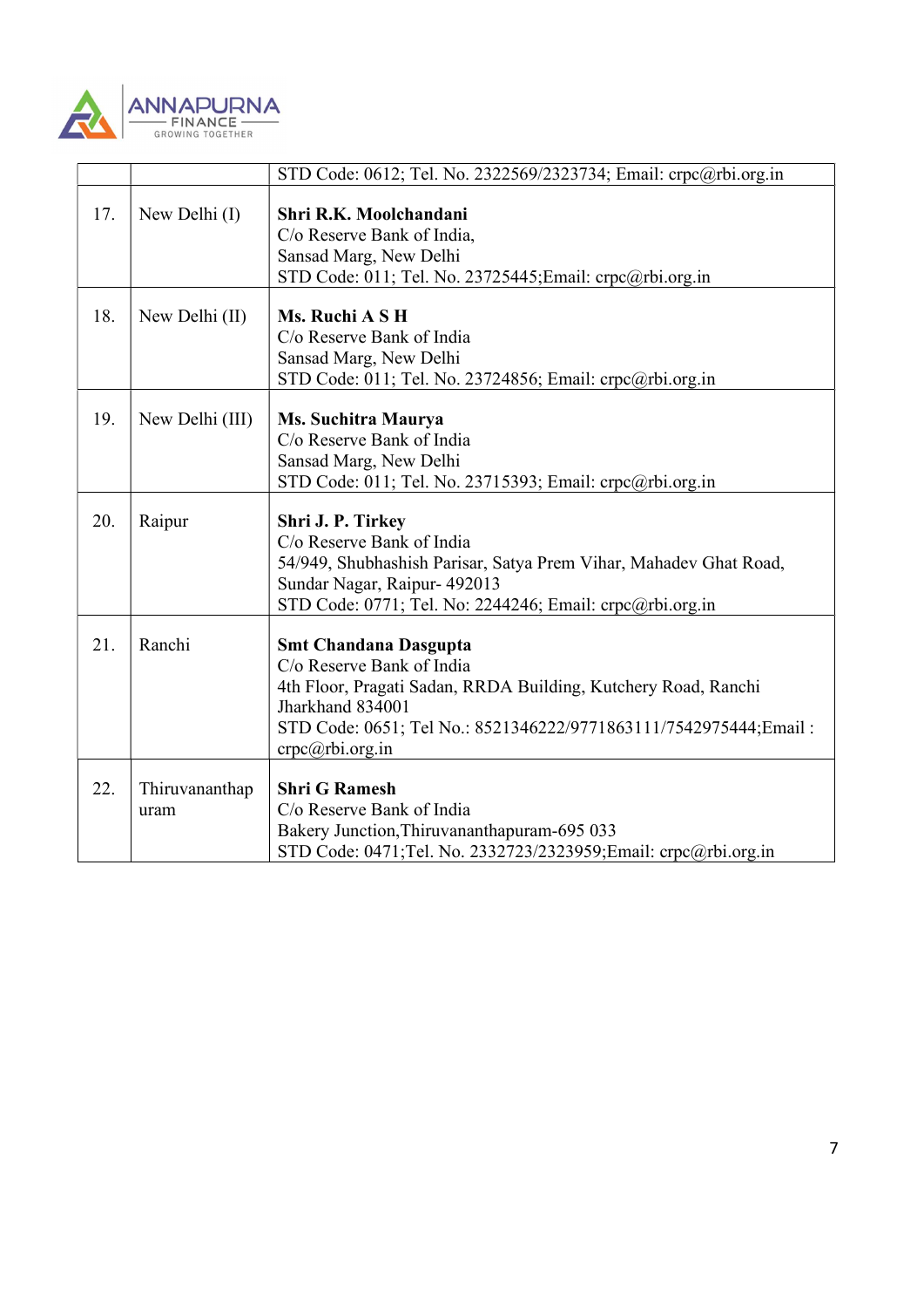| | | |
|---|---|---|
| | | STD Code: 0612; Tel. No. 2322569/2323734; Email: crpc@rbi.org.in |
| 17. | New Delhi (I) | **Shri R.K. Moolchandani**<br>C/o Reserve Bank of India,<br>Sansad Marg, New Delhi<br>STD Code: 011; Tel. No. 23725445;Email: crpc@rbi.org.in |
| 18. | New Delhi (II) | **Ms. Ruchi A S H**<br>C/o Reserve Bank of India<br>Sansad Marg, New Delhi<br>STD Code: 011; Tel. No. 23724856; Email: crpc@rbi.org.in |
| 19. | New Delhi (III) | **Ms. Suchitra Maurya**<br>C/o Reserve Bank of India<br>Sansad Marg, New Delhi<br>STD Code: 011; Tel. No. 23715393; Email: crpc@rbi.org.in |
| 20. | Raipur | **Shri J. P. Tirkey**<br>C/o Reserve Bank of India<br>54/949, Shubhashish Parisar, Satya Prem Vihar, Mahadev Ghat Road, Sundar Nagar, Raipur- 492013<br>STD Code: 0771; Tel. No: 2244246; Email: crpc@rbi.org.in |
| 21. | Ranchi | **Smt Chandana Dasgupta**<br>C/o Reserve Bank of India<br>4th Floor, Pragati Sadan, RRDA Building, Kutchery Road, Ranchi Jharkhand 834001<br>STD Code: 0651; Tel No.: 8521346222/9771863111/7542975444;Email : crpc@rbi.org.in |
| 22. | Thiruvananthapuram | **Shri G Ramesh**<br>C/o Reserve Bank of India<br>Bakery Junction,Thiruvananthapuram-695 033<br>STD Code: 0471;Tel. No. 2332723/2323959;Email: crpc@rbi.org.in |